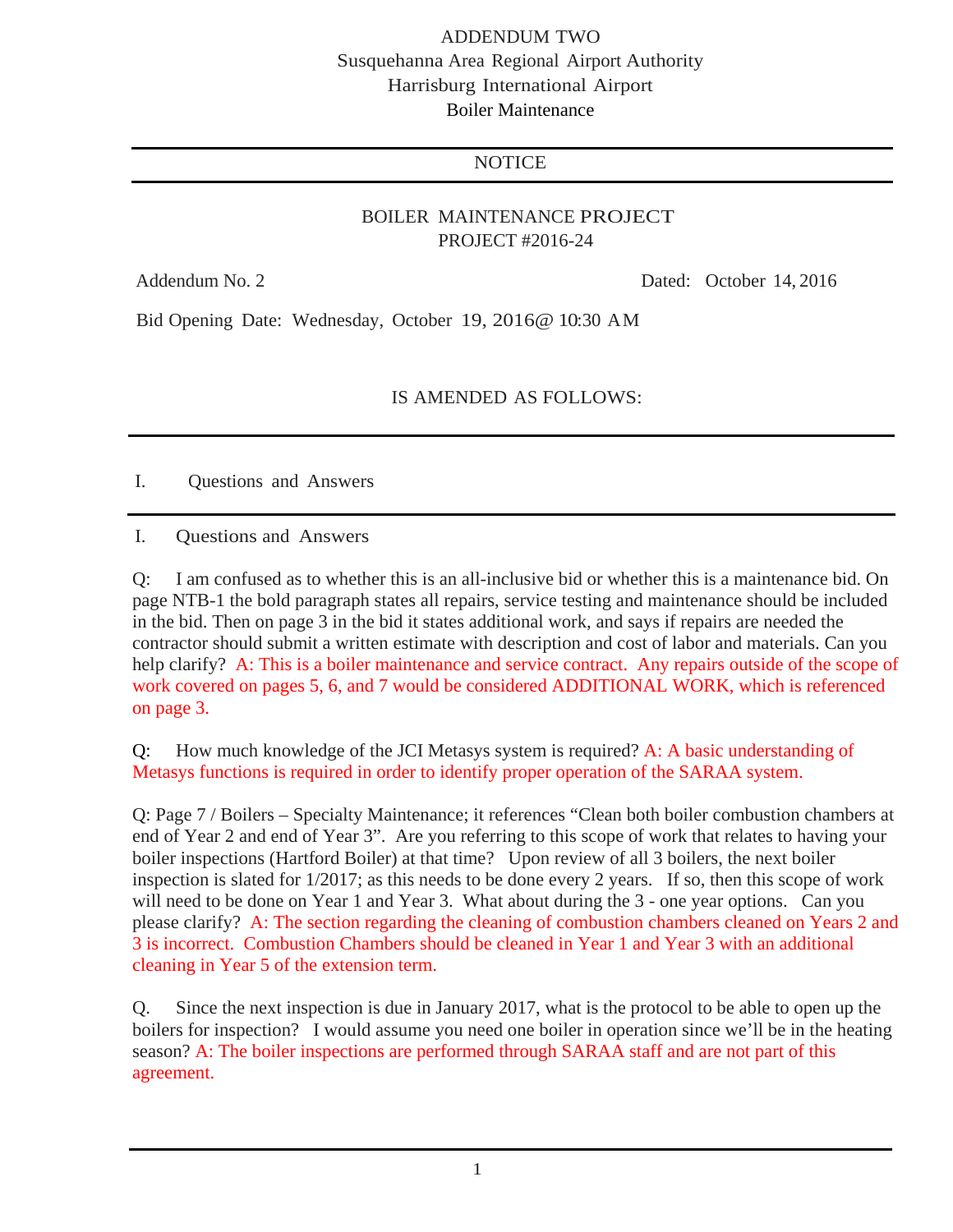# ADDENDUM TWO
## Susquehanna Area Regional Airport Authority
## Harrisburg International Airport
## Boiler Maintenance

---

NOTICE

---

BOILER MAINTENANCE PROJECT
PROJECT #2016-24

Addendum No. 2 Dated: October 14, 2016

Bid Opening Date: Wednesday, October 19, 2016@ 10:30 AM

IS AMENDED AS FOLLOWS:

---

I. Questions and Answers

---

I. Questions and Answers

Q: I am confused as to whether this is an all-inclusive bid or whether this is a maintenance bid. On page NTB-1 the bold paragraph states all repairs, service testing and maintenance should be included in the bid. Then on page 3 in the bid it states additional work, and says if repairs are needed the contractor should submit a written estimate with description and cost of labor and materials. Can you help clarify? A: This is a boiler maintenance and service contract. Any repairs outside of the scope of work covered on pages 5, 6, and 7 would be considered ADDITIONAL WORK, which is referenced on page 3.

Q: How much knowledge of the JCI Metasys system is required? A: A basic understanding of Metasys functions is required in order to identify proper operation of the SARAA system.

Q: Page 7 / Boilers – Specialty Maintenance; it references "Clean both boiler combustion chambers at end of Year 2 and end of Year 3". Are you referring to this scope of work that relates to having your boiler inspections (Hartford Boiler) at that time? Upon review of all 3 boilers, the next boiler inspection is slated for 1/2017; as this needs to be done every 2 years. If so, then this scope of work will need to be done on Year 1 and Year 3. What about during the 3 - one year options. Can you please clarify? A: The section regarding the cleaning of combustion chambers cleaned on Years 2 and 3 is incorrect. Combustion Chambers should be cleaned in Year 1 and Year 3 with an additional cleaning in Year 5 of the extension term.

Q. Since the next inspection is due in January 2017, what is the protocol to be able to open up the boilers for inspection? I would assume you need one boiler in operation since we'll be in the heating season? A: The boiler inspections are performed through SARAA staff and are not part of this agreement.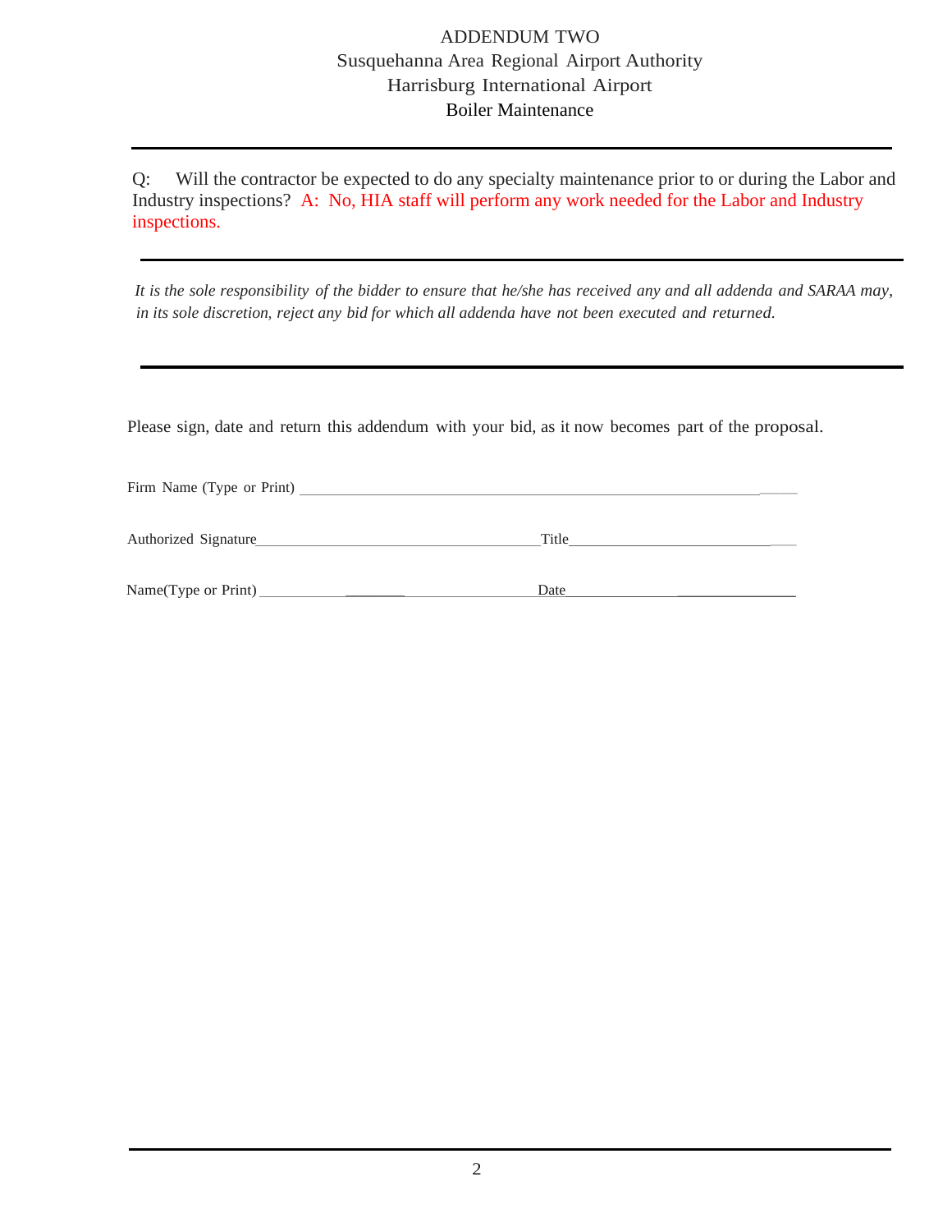ADDENDUM TWO
Susquehanna Area Regional Airport Authority
Harrisburg International Airport
Boiler Maintenance

---

Q: Will the contractor be expected to do any specialty maintenance prior to or during the Labor and Industry inspections? A: No, HIA staff will perform any work needed for the Labor and Industry inspections.

---

*It is the sole responsibility of the bidder to ensure that he/she has received any and all addenda and SARAA may, in its sole discretion, reject any bid for which all addenda have not been executed and returned.*

---

Please sign, date and return this addendum with your bid, as it now becomes part of the proposal.

Firm Name (Type or Print) ______________________________________________

Authorized Signature______________________________ Title______________________

Name(Type or Print) ______________________________ Date______________________